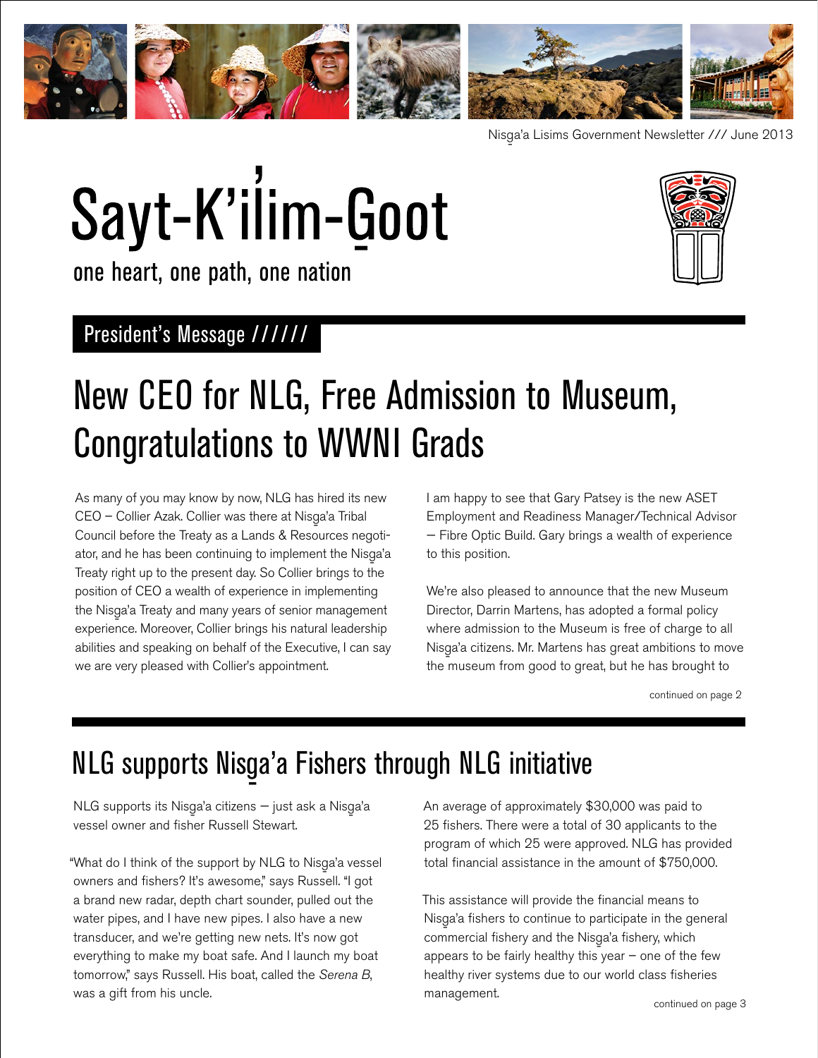Nisg̱a'a Lisims Government Newsletter /// June 2013

# Sayt-K'il̓im-G̱oot

one heart, one path, one nation

## President's Message //////

# New CEO for NLG, Free Admission to Museum, Congratulations to WWNI Grads

As many of you may know by now, NLG has hired its new CEO – Collier Azak. Collier was there at Nisg̱a'a Tribal Council before the Treaty as a Lands & Resources negotiator, and he has been continuing to implement the Nisg̱a'a Treaty right up to the present day. So Collier brings to the position of CEO a wealth of experience in implementing the Nisg̱a'a Treaty and many years of senior management experience. Moreover, Collier brings his natural leadership abilities and speaking on behalf of the Executive, I can say we are very pleased with Collier's appointment.

I am happy to see that Gary Patsey is the new ASET Employment and Readiness Manager/Technical Advisor – Fibre Optic Build. Gary brings a wealth of experience to this position.

We're also pleased to announce that the new Museum Director, Darrin Martens, has adopted a formal policy where admission to the Museum is free of charge to all Nisg̱a'a citizens. Mr. Martens has great ambitions to move the museum from good to great, but he has brought to

continued on page 2

# NLG supports Nisg̱a'a Fishers through NLG initiative

NLG supports its Nisg̱a'a citizens – just ask a Nisg̱a'a vessel owner and fisher Russell Stewart.

"What do I think of the support by NLG to Nisg̱a'a vessel owners and fishers? It's awesome," says Russell. "I got a brand new radar, depth chart sounder, pulled out the water pipes, and I have new pipes. I also have a new transducer, and we're getting new nets. It's now got everything to make my boat safe. And I launch my boat tomorrow," says Russell. His boat, called the *Serena B*, was a gift from his uncle.

An average of approximately $30,000 was paid to 25 fishers. There were a total of 30 applicants to the program of which 25 were approved. NLG has provided total financial assistance in the amount of $750,000.

This assistance will provide the financial means to Nisg̱a'a fishers to continue to participate in the general commercial fishery and the Nisg̱a'a fishery, which appears to be fairly healthy this year – one of the few healthy river systems due to our world class fisheries management.

continued on page 3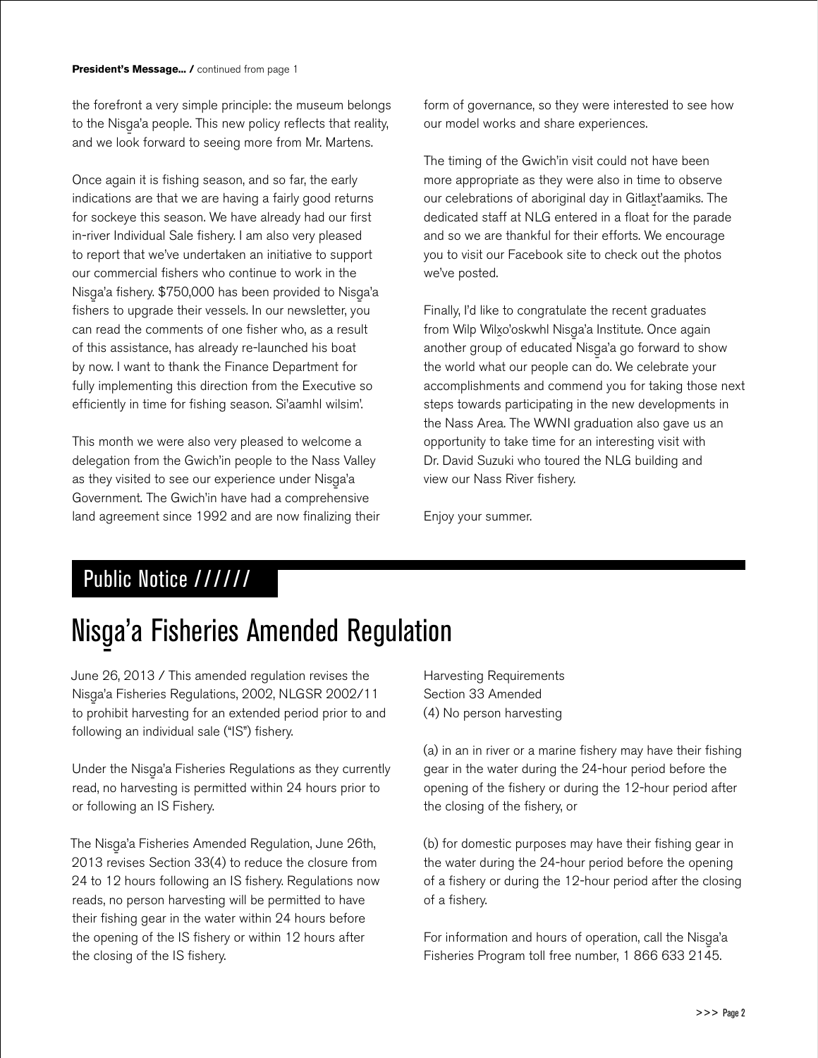**President's Message... /** continued from page 1

the forefront a very simple principle: the museum belongs to the Nisg̱a'a people. This new policy reflects that reality, and we look forward to seeing more from Mr. Martens.

Once again it is fishing season, and so far, the early indications are that we are having a fairly good returns for sockeye this season. We have already had our first in-river Individual Sale fishery. I am also very pleased to report that we've undertaken an initiative to support our commercial fishers who continue to work in the Nisg̱a'a fishery. $750,000 has been provided to Nisg̱a'a fishers to upgrade their vessels. In our newsletter, you can read the comments of one fisher who, as a result of this assistance, has already re-launched his boat by now. I want to thank the Finance Department for fully implementing this direction from the Executive so efficiently in time for fishing season. Si'aamhl wilsim'.

This month we were also very pleased to welcome a delegation from the Gwich'in people to the Nass Valley as they visited to see our experience under Nisg̱a'a Government. The Gwich'in have had a comprehensive land agreement since 1992 and are now finalizing their form of governance, so they were interested to see how our model works and share experiences.

The timing of the Gwich'in visit could not have been more appropriate as they were also in time to observe our celebrations of aboriginal day in Gitlax̱t'aamiks. The dedicated staff at NLG entered in a float for the parade and so we are thankful for their efforts. We encourage you to visit our Facebook site to check out the photos we've posted.

Finally, I'd like to congratulate the recent graduates from Wilp Wilx̱o'oskwhl Nisg̱a'a Institute. Once again another group of educated Nisg̱a'a go forward to show the world what our people can do. We celebrate your accomplishments and commend you for taking those next steps towards participating in the new developments in the Nass Area. The WWNI graduation also gave us an opportunity to take time for an interesting visit with Dr. David Suzuki who toured the NLG building and view our Nass River fishery.

Enjoy your summer.

## Public Notice //////

# Nisg̱a'a Fisheries Amended Regulation

June 26, 2013 / This amended regulation revises the Nisg̱a'a Fisheries Regulations, 2002, NLGSR 2002/11 to prohibit harvesting for an extended period prior to and following an individual sale ("IS") fishery.

Under the Nisg̱a'a Fisheries Regulations as they currently read, no harvesting is permitted within 24 hours prior to or following an IS Fishery.

The Nisg̱a'a Fisheries Amended Regulation, June 26th, 2013 revises Section 33(4) to reduce the closure from 24 to 12 hours following an IS fishery. Regulations now reads, no person harvesting will be permitted to have their fishing gear in the water within 24 hours before the opening of the IS fishery or within 12 hours after the closing of the IS fishery.

Harvesting Requirements
Section 33 Amended
(4) No person harvesting

(a) in an in river or a marine fishery may have their fishing gear in the water during the 24-hour period before the opening of the fishery or during the 12-hour period after the closing of the fishery, or

(b) for domestic purposes may have their fishing gear in the water during the 24-hour period before the opening of a fishery or during the 12-hour period after the closing of a fishery.

For information and hours of operation, call the Nisg̱a'a Fisheries Program toll free number, 1 866 633 2145.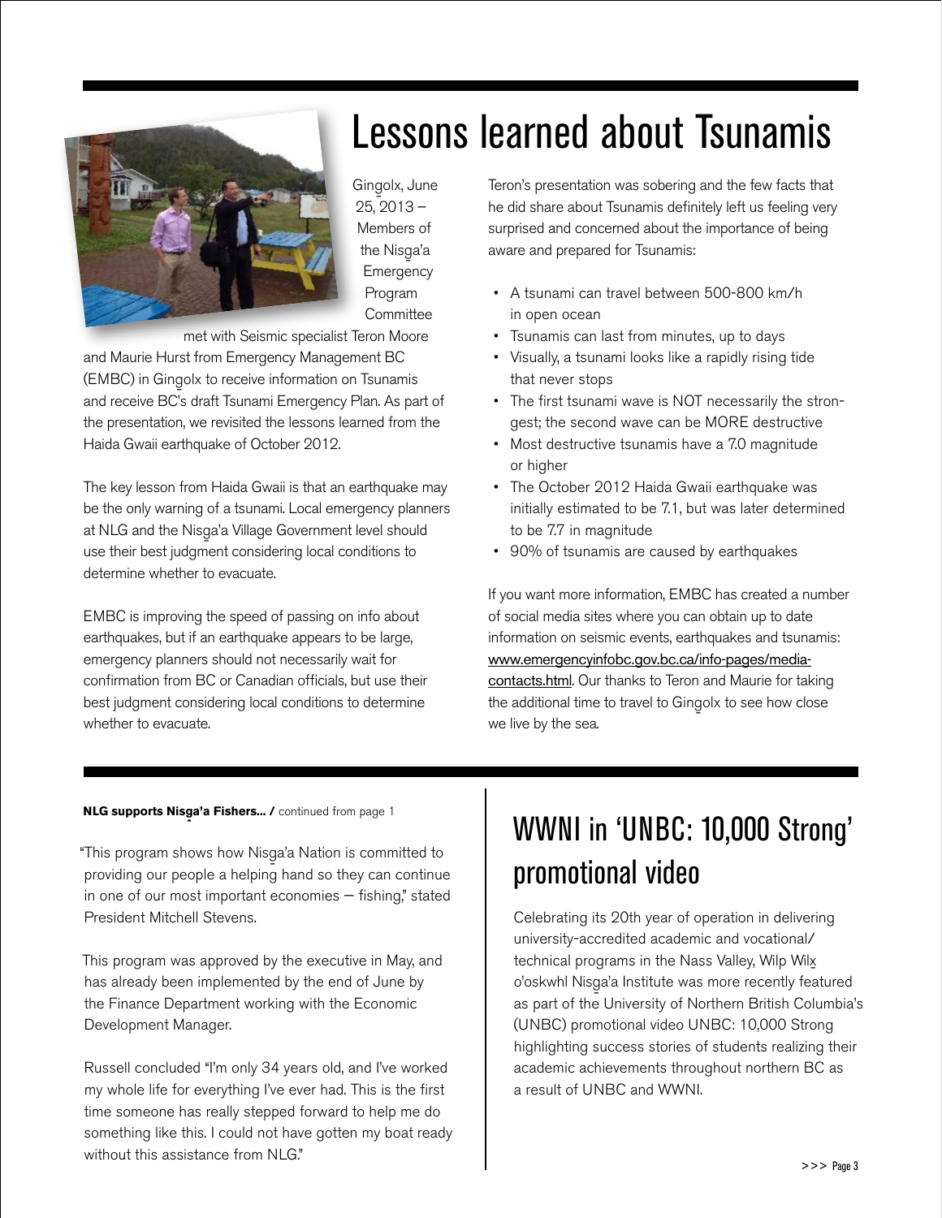# Lessons learned about Tsunamis

Gin̲golx, June 25, 2013 – Members of the Nisg̲a'a Emergency Program Committee met with Seismic specialist Teron Moore and Maurie Hurst from Emergency Management BC (EMBC) in Gin̲golx to receive information on Tsunamis and receive BC's draft Tsunami Emergency Plan. As part of the presentation, we revisited the lessons learned from the Haida Gwaii earthquake of October 2012.

The key lesson from Haida Gwaii is that an earthquake may be the only warning of a tsunami. Local emergency planners at NLG and the Nisg̲a'a Village Government level should use their best judgment considering local conditions to determine whether to evacuate.

EMBC is improving the speed of passing on info about earthquakes, but if an earthquake appears to be large, emergency planners should not necessarily wait for confirmation from BC or Canadian officials, but use their best judgment considering local conditions to determine whether to evacuate.

Teron's presentation was sobering and the few facts that he did share about Tsunamis definitely left us feeling very surprised and concerned about the importance of being aware and prepared for Tsunamis:

- A tsunami can travel between 500-800 km/h in open ocean
- Tsunamis can last from minutes, up to days
- Visually, a tsunami looks like a rapidly rising tide that never stops
- The first tsunami wave is NOT necessarily the strongest; the second wave can be MORE destructive
- Most destructive tsunamis have a 7.0 magnitude or higher
- The October 2012 Haida Gwaii earthquake was initially estimated to be 7.1, but was later determined to be 7.7 in magnitude
- 90% of tsunamis are caused by earthquakes

If you want more information, EMBC has created a number of social media sites where you can obtain up to date information on seismic events, earthquakes and tsunamis: www.emergencyinfobc.gov.bc.ca/info-pages/media-contacts.html. Our thanks to Teron and Maurie for taking the additional time to travel to Gin̲golx to see how close we live by the sea.

**NLG supports Nisg̲a'a Fishers... /** continued from page 1

"This program shows how Nisg̲a'a Nation is committed to providing our people a helping hand so they can continue in one of our most important economies — fishing," stated President Mitchell Stevens.

This program was approved by the executive in May, and has already been implemented by the end of June by the Finance Department working with the Economic Development Manager.

Russell concluded "I'm only 34 years old, and I've worked my whole life for everything I've ever had. This is the first time someone has really stepped forward to help me do something like this. I could not have gotten my boat ready without this assistance from NLG."

# WWNI in 'UNBC: 10,000 Strong' promotional video

Celebrating its 20th year of operation in delivering university-accredited academic and vocational/technical programs in the Nass Valley, Wilp Wilx̲o'oskwhl Nisg̲a'a Institute was more recently featured as part of the University of Northern British Columbia's (UNBC) promotional video UNBC: 10,000 Strong highlighting success stories of students realizing their academic achievements throughout northern BC as a result of UNBC and WWNI.

>>> Page 3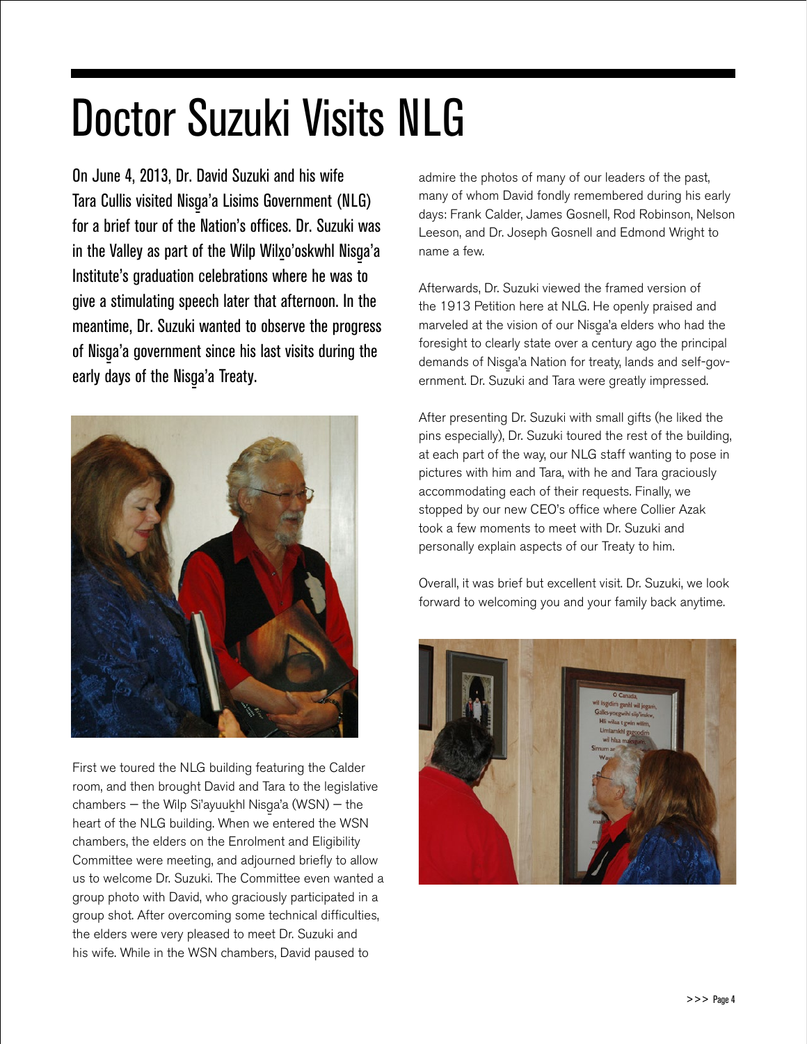# Doctor Suzuki Visits NLG

On June 4, 2013, Dr. David Suzuki and his wife Tara Cullis visited Nisg̲a'a Lisims Government (NLG) for a brief tour of the Nation's offices. Dr. Suzuki was in the Valley as part of the Wilp Wilx̲o'oskwhl Nisg̲a'a Institute's graduation celebrations where he was to give a stimulating speech later that afternoon. In the meantime, Dr. Suzuki wanted to observe the progress of Nisg̲a'a government since his last visits during the early days of the Nisg̲a'a Treaty.

First we toured the NLG building featuring the Calder room, and then brought David and Tara to the legislative chambers — the Wilp Si'ayuuk̲hl Nisg̲a'a (WSN) — the heart of the NLG building. When we entered the WSN chambers, the elders on the Enrolment and Eligibility Committee were meeting, and adjourned briefly to allow us to welcome Dr. Suzuki. The Committee even wanted a group photo with David, who graciously participated in a group shot. After overcoming some technical difficulties, the elders were very pleased to meet Dr. Suzuki and his wife. While in the WSN chambers, David paused to admire the photos of many of our leaders of the past, many of whom David fondly remembered during his early days: Frank Calder, James Gosnell, Rod Robinson, Nelson Leeson, and Dr. Joseph Gosnell and Edmond Wright to name a few.

Afterwards, Dr. Suzuki viewed the framed version of the 1913 Petition here at NLG. He openly praised and marveled at the vision of our Nisg̲a'a elders who had the foresight to clearly state over a century ago the principal demands of Nisg̲a'a Nation for treaty, lands and self-government. Dr. Suzuki and Tara were greatly impressed.

After presenting Dr. Suzuki with small gifts (he liked the pins especially), Dr. Suzuki toured the rest of the building, at each part of the way, our NLG staff wanting to pose in pictures with him and Tara, with he and Tara graciously accommodating each of their requests. Finally, we stopped by our new CEO's office where Collier Azak took a few moments to meet with Dr. Suzuki and personally explain aspects of our Treaty to him.

Overall, it was brief but excellent visit. Dr. Suzuki, we look forward to welcoming you and your family back anytime.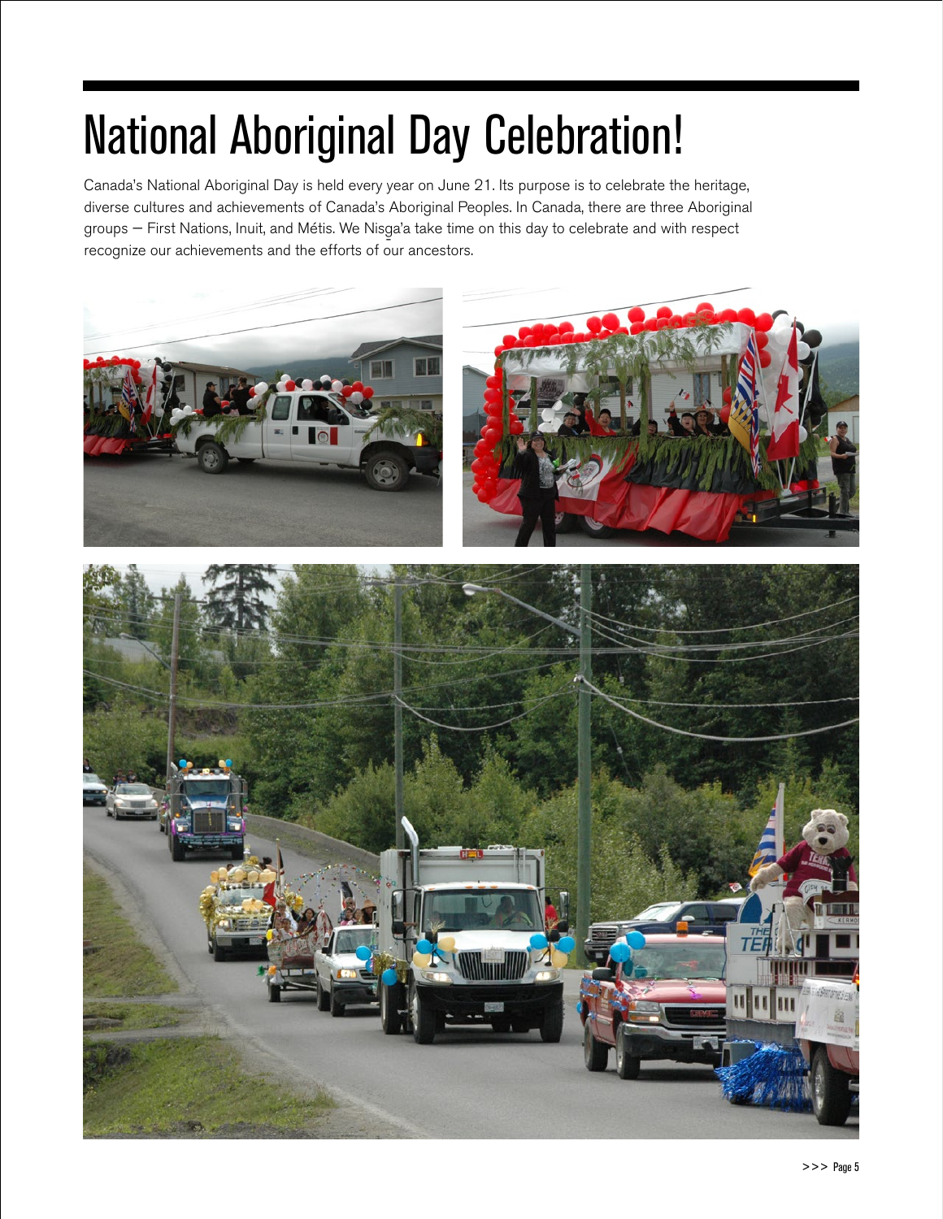# National Aboriginal Day Celebration!

Canada's National Aboriginal Day is held every year on June 21. Its purpose is to celebrate the heritage, diverse cultures and achievements of Canada's Aboriginal Peoples. In Canada, there are three Aboriginal groups – First Nations, Inuit, and Métis. We Nisg̱a'a take time on this day to celebrate and with respect recognize our achievements and the efforts of our ancestors.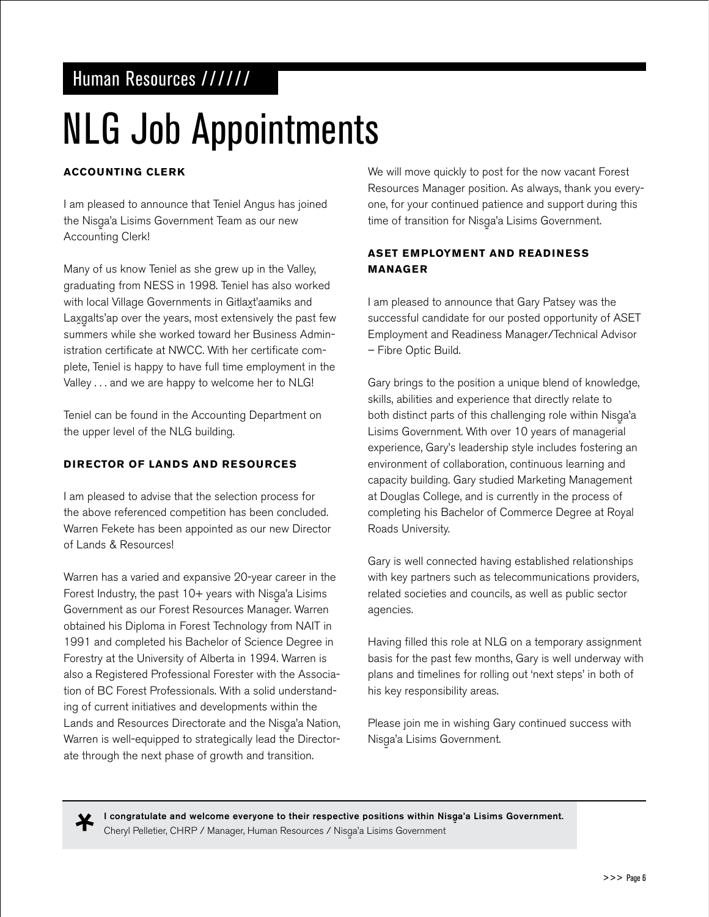Human Resources //////

# NLG Job Appointments

### ACCOUNTING CLERK

I am pleased to announce that Teniel Angus has joined the Nisg̱a'a Lisims Government Team as our new Accounting Clerk!

Many of us know Teniel as she grew up in the Valley, graduating from NESS in 1998. Teniel has also worked with local Village Governments in Gitlax̱t'aamiks and Lax̱galts'ap over the years, most extensively the past few summers while she worked toward her Business Administration certificate at NWCC. With her certificate complete, Teniel is happy to have full time employment in the Valley . . . and we are happy to welcome her to NLG!

Teniel can be found in the Accounting Department on the upper level of the NLG building.

### DIRECTOR OF LANDS AND RESOURCES

I am pleased to advise that the selection process for the above referenced competition has been concluded. Warren Fekete has been appointed as our new Director of Lands & Resources!

Warren has a varied and expansive 20-year career in the Forest Industry, the past 10+ years with Nisg̱a'a Lisims Government as our Forest Resources Manager. Warren obtained his Diploma in Forest Technology from NAIT in 1991 and completed his Bachelor of Science Degree in Forestry at the University of Alberta in 1994. Warren is also a Registered Professional Forester with the Association of BC Forest Professionals. With a solid understanding of current initiatives and developments within the Lands and Resources Directorate and the Nisg̱a'a Nation, Warren is well-equipped to strategically lead the Directorate through the next phase of growth and transition.

We will move quickly to post for the now vacant Forest Resources Manager position. As always, thank you everyone, for your continued patience and support during this time of transition for Nisg̱a'a Lisims Government.

### ASET EMPLOYMENT AND READINESS MANAGER

I am pleased to announce that Gary Patsey was the successful candidate for our posted opportunity of ASET Employment and Readiness Manager/Technical Advisor – Fibre Optic Build.

Gary brings to the position a unique blend of knowledge, skills, abilities and experience that directly relate to both distinct parts of this challenging role within Nisg̱a'a Lisims Government. With over 10 years of managerial experience, Gary's leadership style includes fostering an environment of collaboration, continuous learning and capacity building. Gary studied Marketing Management at Douglas College, and is currently in the process of completing his Bachelor of Commerce Degree at Royal Roads University.

Gary is well connected having established relationships with key partners such as telecommunications providers, related societies and councils, as well as public sector agencies.

Having filled this role at NLG on a temporary assignment basis for the past few months, Gary is well underway with plans and timelines for rolling out 'next steps' in both of his key responsibility areas.

Please join me in wishing Gary continued success with Nisg̱a'a Lisims Government.

**I congratulate and welcome everyone to their respective positions within Nisg̱a'a Lisims Government.**
Cheryl Pelletier, CHRP / Manager, Human Resources / Nisg̱a'a Lisims Government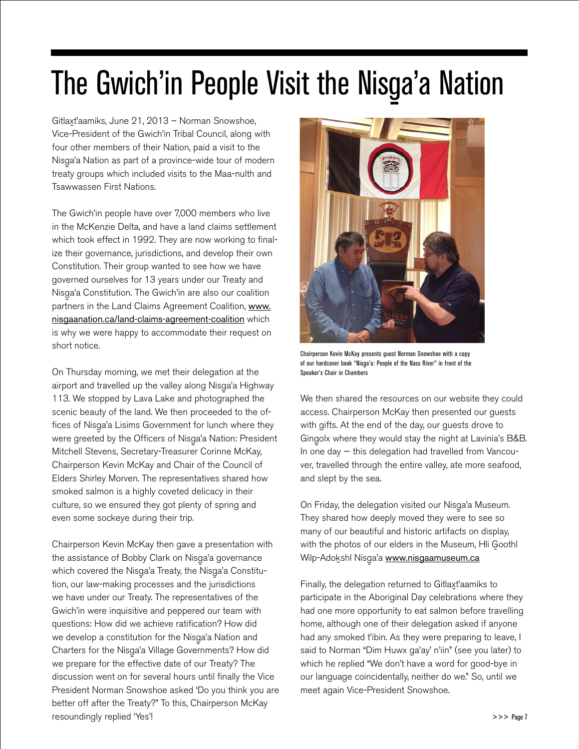# The Gwich'in People Visit the Nisg̱a'a Nation

Gitlax̱t'aamiks, June 21, 2013 – Norman Snowshoe, Vice-President of the Gwich'in Tribal Council, along with four other members of their Nation, paid a visit to the Nisg̱a'a Nation as part of a province-wide tour of modern treaty groups which included visits to the Maa-nulth and Tsawwassen First Nations.

The Gwich'in people have over 7,000 members who live in the McKenzie Delta, and have a land claims settlement which took effect in 1992. They are now working to finalize their governance, jurisdictions, and develop their own Constitution. Their group wanted to see how we have governed ourselves for 13 years under our Treaty and Nisg̱a'a Constitution. The Gwich'in are also our coalition partners in the Land Claims Agreement Coalition, www.nisgaanation.ca/land-claims-agreement-coalition which is why we were happy to accommodate their request on short notice.

On Thursday morning, we met their delegation at the airport and travelled up the valley along Nisg̱a'a Highway 113. We stopped by Lava Lake and photographed the scenic beauty of the land. We then proceeded to the offices of Nisg̱a'a Lisims Government for lunch where they were greeted by the Officers of Nisg̱a'a Nation: President Mitchell Stevens, Secretary-Treasurer Corinne McKay, Chairperson Kevin McKay and Chair of the Council of Elders Shirley Morven. The representatives shared how smoked salmon is a highly coveted delicacy in their culture, so we ensured they got plenty of spring and even some sockeye during their trip.

Chairperson Kevin McKay then gave a presentation with the assistance of Bobby Clark on Nisg̱a'a governance which covered the Nisg̱a'a Treaty, the Nisg̱a'a Constitution, our law-making processes and the jurisdictions we have under our Treaty. The representatives of the Gwich'in were inquisitive and peppered our team with questions: How did we achieve ratification? How did we develop a constitution for the Nisg̱a'a Nation and Charters for the Nisg̱a'a Village Governments? How did we prepare for the effective date of our Treaty? The discussion went on for several hours until finally the Vice President Norman Snowshoe asked 'Do you think you are better off after the Treaty?" To this, Chairperson McKay resoundingly replied 'Yes'!

Chairperson Kevin McKay presents guest Norman Snowshoe with a copy of our hardcover book "Nisga'a: People of the Nass River" in front of the Speaker's Chair in Chambers

We then shared the resources on our website they could access. Chairperson McKay then presented our guests with gifts. At the end of the day, our guests drove to Gingolx where they would stay the night at Lavinia's B&B. In one day — this delegation had travelled from Vancouver, travelled through the entire valley, ate more seafood, and slept by the sea.

On Friday, the delegation visited our Nisg̱a'a Museum. They shared how deeply moved they were to see so many of our beautiful and historic artifacts on display, with the photos of our elders in the Museum, Hli G̱oothl Wilp-Adok̲shl Nisg̱a'a www.nisgaamuseum.ca

Finally, the delegation returned to Gitlax̱t'aamiks to participate in the Aboriginal Day celebrations where they had one more opportunity to eat salmon before travelling home, although one of their delegation asked if anyone had any smoked t'ibin. As they were preparing to leave, I said to Norman "Dim Huwx ga'ay' n'iin" (see you later) to which he replied "We don't have a word for good-bye in our language coincidentally, neither do we." So, until we meet again Vice-President Snowshoe.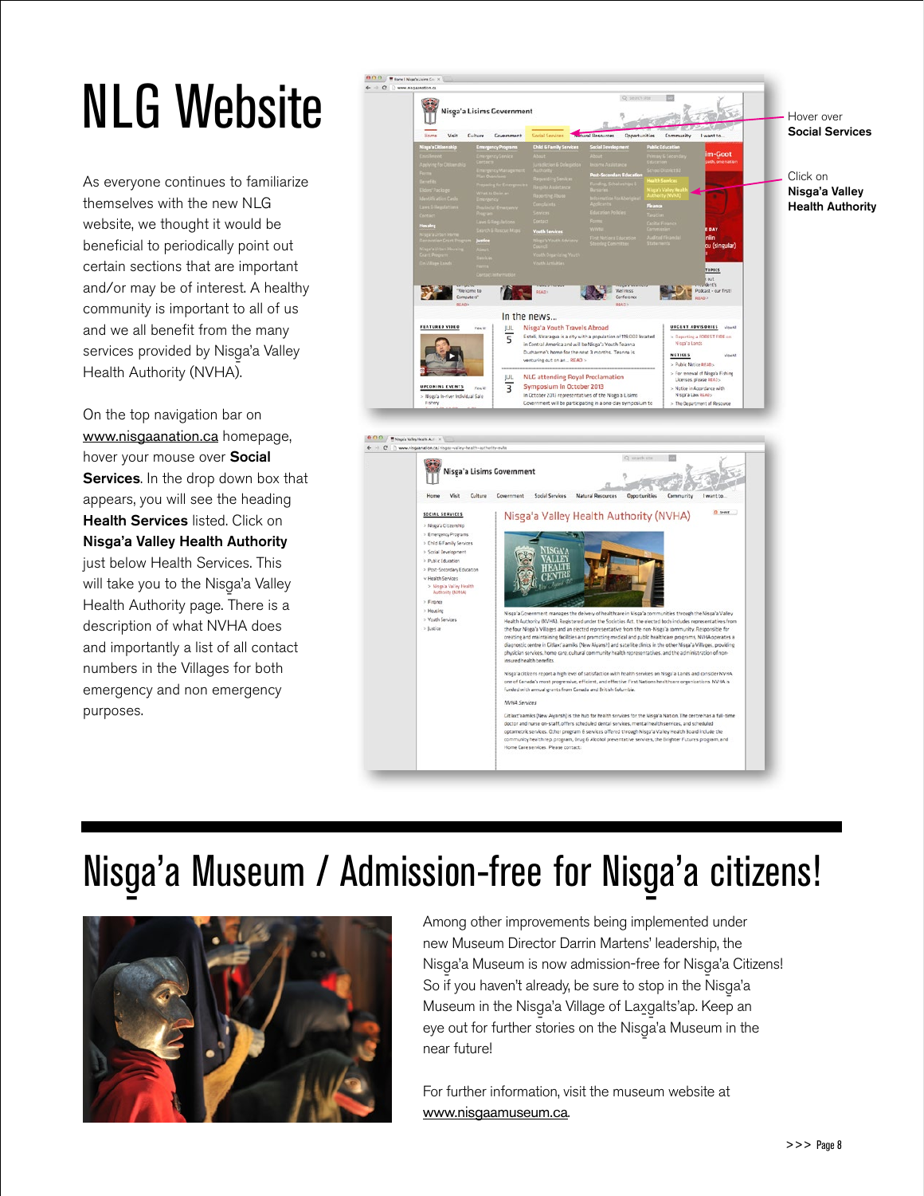# NLG Website

As everyone continues to familiarize themselves with the new NLG website, we thought it would be beneficial to periodically point out certain sections that are important and/or may be of interest. A healthy community is important to all of us and we all benefit from the many services provided by Nisg̱a'a Valley Health Authority (NVHA).

On the top navigation bar on www.nisgaanation.ca homepage, hover your mouse over **Social Services**. In the drop down box that appears, you will see the heading **Health Services** listed. Click on **Nisg̱a'a Valley Health Authority** just below Health Services. This will take you to the Nisg̱a'a Valley Health Authority page. There is a description of what NVHA does and importantly a list of all contact numbers in the Villages for both emergency and non emergency purposes.

Hover over **Social Services**

Click on **Nisg̱a'a Valley Health Authority**

# Nisg̱a'a Museum / Admission-free for Nisg̱a'a citizens!

Among other improvements being implemented under new Museum Director Darrin Martens' leadership, the Nisg̱a'a Museum is now admission-free for Nisg̱a'a Citizens! So if you haven't already, be sure to stop in the Nisg̱a'a Museum in the Nisg̱a'a Village of Lax̱g̱alts'ap. Keep an eye out for further stories on the Nisg̱a'a Museum in the near future!

For further information, visit the museum website at www.nisgaamuseum.ca.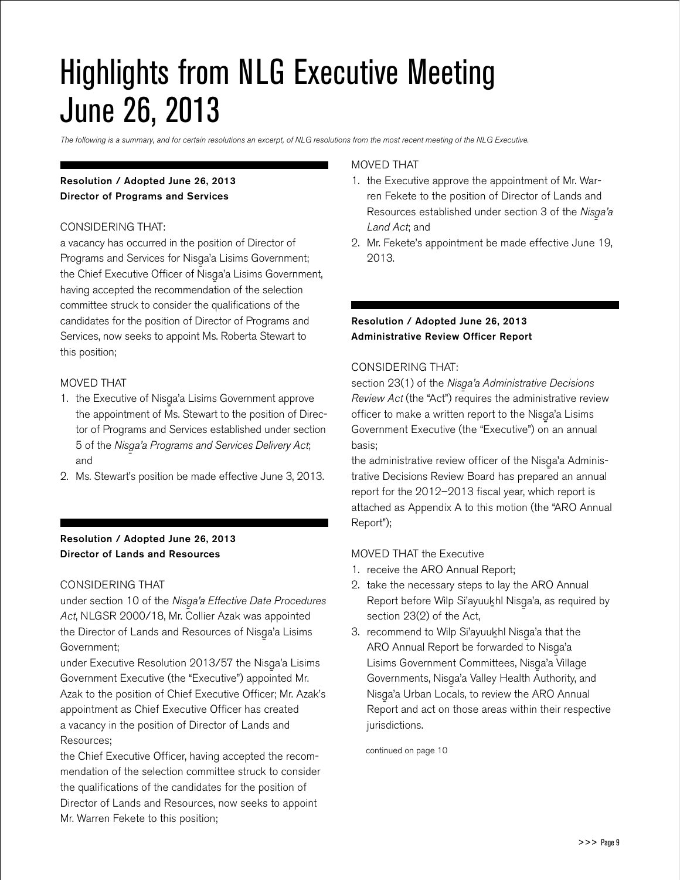# Highlights from NLG Executive Meeting June 26, 2013

*The following is a summary, and for certain resolutions an excerpt, of NLG resolutions from the most recent meeting of the NLG Executive.*

**Resolution / Adopted June 26, 2013**
**Director of Programs and Services**

CONSIDERING THAT:

a vacancy has occurred in the position of Director of Programs and Services for Nisg̱a'a Lisims Government;
the Chief Executive Officer of Nisg̱a'a Lisims Government, having accepted the recommendation of the selection committee struck to consider the qualifications of the candidates for the position of Director of Programs and Services, now seeks to appoint Ms. Roberta Stewart to this position;

MOVED THAT

1. the Executive of Nisg̱a'a Lisims Government approve the appointment of Ms. Stewart to the position of Director of Programs and Services established under section 5 of the *Nisg̱a'a Programs and Services Delivery Act*; and
2. Ms. Stewart's position be made effective June 3, 2013.

**Resolution / Adopted June 26, 2013**
**Director of Lands and Resources**

CONSIDERING THAT

under section 10 of the *Nisg̱a'a Effective Date Procedures Act*, NLGSR 2000/18, Mr. Collier Azak was appointed the Director of Lands and Resources of Nisg̱a'a Lisims Government;
under Executive Resolution 2013/57 the Nisg̱a'a Lisims Government Executive (the "Executive") appointed Mr. Azak to the position of Chief Executive Officer; Mr. Azak's appointment as Chief Executive Officer has created a vacancy in the position of Director of Lands and Resources;
the Chief Executive Officer, having accepted the recommendation of the selection committee struck to consider the qualifications of the candidates for the position of Director of Lands and Resources, now seeks to appoint Mr. Warren Fekete to this position;

MOVED THAT

1. the Executive approve the appointment of Mr. Warren Fekete to the position of Director of Lands and Resources established under section 3 of the *Nisg̱a'a Land Act*; and
2. Mr. Fekete's appointment be made effective June 19, 2013.

**Resolution / Adopted June 26, 2013**
**Administrative Review Officer Report**

CONSIDERING THAT:

section 23(1) of the *Nisg̱a'a Administrative Decisions Review Act* (the "Act") requires the administrative review officer to make a written report to the Nisg̱a'a Lisims Government Executive (the "Executive") on an annual basis;
the administrative review officer of the Nisg̱a'a Administrative Decisions Review Board has prepared an annual report for the 2012–2013 fiscal year, which report is attached as Appendix A to this motion (the "ARO Annual Report");

MOVED THAT the Executive

1. receive the ARO Annual Report;
2. take the necessary steps to lay the ARO Annual Report before Wilp Si'ayuuk̠hl Nisg̱a'a, as required by section 23(2) of the Act,
3. recommend to Wilp Si'ayuuk̠hl Nisg̱a'a that the ARO Annual Report be forwarded to Nisg̱a'a Lisims Government Committees, Nisg̱a'a Village Governments, Nisg̱a'a Valley Health Authority, and Nisg̱a'a Urban Locals, to review the ARO Annual Report and act on those areas within their respective jurisdictions.

continued on page 10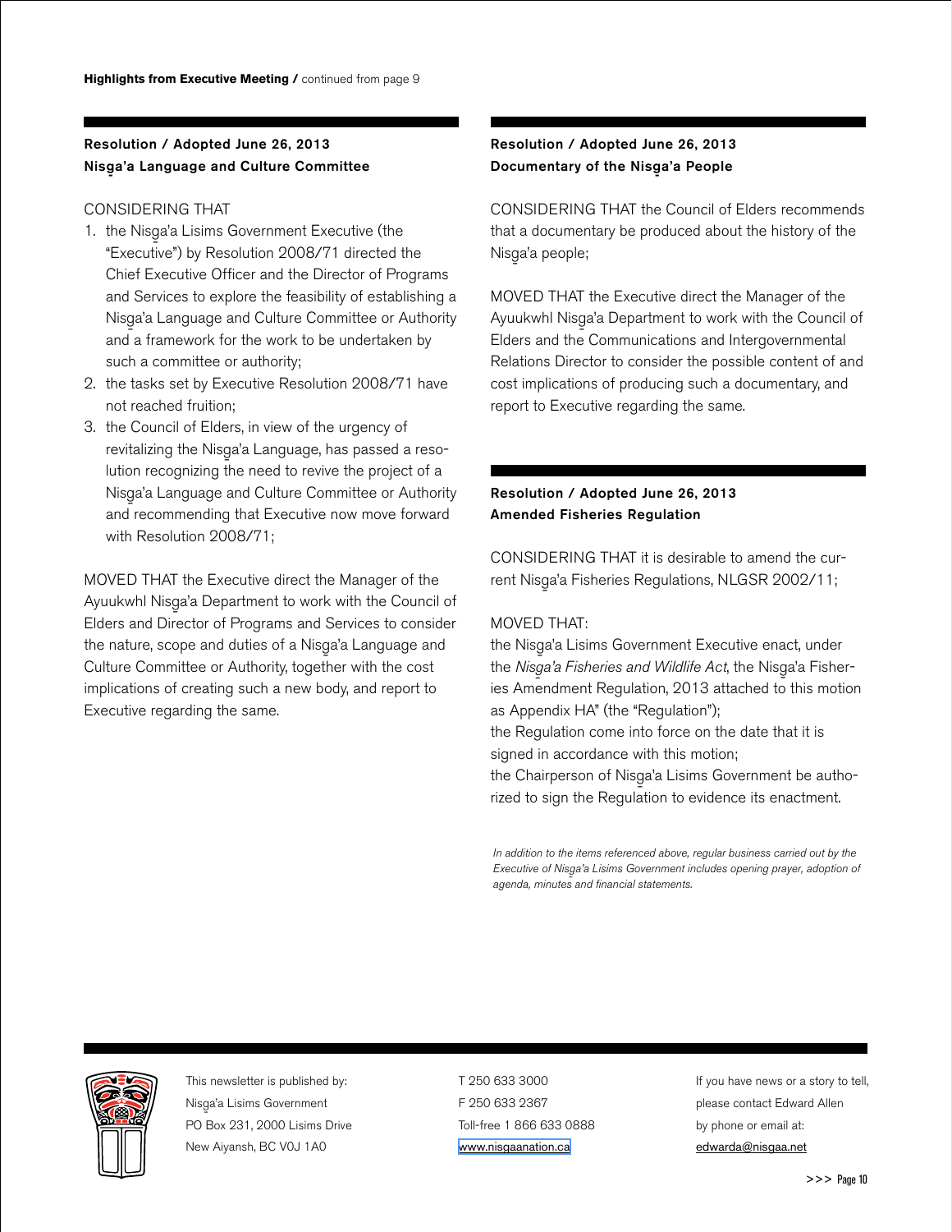**Highlights from Executive Meeting /** continued from page 9

### Resolution / Adopted June 26, 2013
### Nisg̱a'a Language and Culture Committee

CONSIDERING THAT

1. the Nisg̱a'a Lisims Government Executive (the "Executive") by Resolution 2008/71 directed the Chief Executive Officer and the Director of Programs and Services to explore the feasibility of establishing a Nisg̱a'a Language and Culture Committee or Authority and a framework for the work to be undertaken by such a committee or authority;
2. the tasks set by Executive Resolution 2008/71 have not reached fruition;
3. the Council of Elders, in view of the urgency of revitalizing the Nisg̱a'a Language, has passed a resolution recognizing the need to revive the project of a Nisg̱a'a Language and Culture Committee or Authority and recommending that Executive now move forward with Resolution 2008/71;

MOVED THAT the Executive direct the Manager of the Ayuukwhl Nisg̱a'a Department to work with the Council of Elders and Director of Programs and Services to consider the nature, scope and duties of a Nisg̱a'a Language and Culture Committee or Authority, together with the cost implications of creating such a new body, and report to Executive regarding the same.

### Resolution / Adopted June 26, 2013
### Documentary of the Nisg̱a'a People

CONSIDERING THAT the Council of Elders recommends that a documentary be produced about the history of the Nisg̱a'a people;

MOVED THAT the Executive direct the Manager of the Ayuukwhl Nisg̱a'a Department to work with the Council of Elders and the Communications and Intergovernmental Relations Director to consider the possible content of and cost implications of producing such a documentary, and report to Executive regarding the same.

### Resolution / Adopted June 26, 2013
### Amended Fisheries Regulation

CONSIDERING THAT it is desirable to amend the current Nisg̱a'a Fisheries Regulations, NLGSR 2002/11;

MOVED THAT:

the Nisg̱a'a Lisims Government Executive enact, under the *Nisg̱a'a Fisheries and Wildlife Act*, the Nisg̱a'a Fisheries Amendment Regulation, 2013 attached to this motion as Appendix HA" (the "Regulation");

the Regulation come into force on the date that it is signed in accordance with this motion;

the Chairperson of Nisg̱a'a Lisims Government be authorized to sign the Regulation to evidence its enactment.

*In addition to the items referenced above, regular business carried out by the Executive of Nisg̱a'a Lisims Government includes opening prayer, adoption of agenda, minutes and financial statements.*

---

This newsletter is published by:
Nisg̱a'a Lisims Government
PO Box 231, 2000 Lisims Drive
New Aiyansh, BC V0J 1A0

T 250 633 3000
F 250 633 2367
Toll-free 1 866 633 0888
www.nisgaanation.ca

If you have news or a story to tell, please contact Edward Allen by phone or email at:
edwarda@nisgaa.net